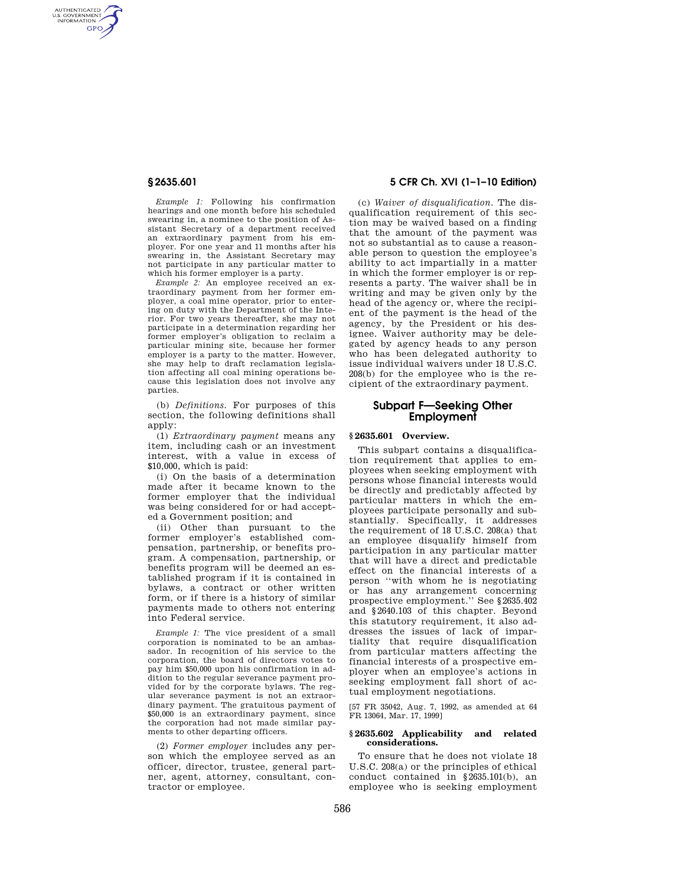*Example 1:* Following his confirmation hearings and one month before his scheduled swearing in, a nominee to the position of Assistant Secretary of a department received an extraordinary payment from his employer. For one year and 11 months after his swearing in, the Assistant Secretary may not participate in any particular matter to which his former employer is a party.

*Example 2:* An employee received an extraordinary payment from her former employer, a coal mine operator, prior to entering on duty with the Department of the Interior. For two years thereafter, she may not participate in a determination regarding her former employer's obligation to reclaim a particular mining site, because her former employer is a party to the matter. However, she may help to draft reclamation legislation affecting all coal mining operations because this legislation does not involve any parties.

(b) *Definitions.* For purposes of this section, the following definitions shall apply:

(1) *Extraordinary payment* means any item, including cash or an investment interest, with a value in excess of $10,000, which is paid:

(i) On the basis of a determination made after it became known to the former employer that the individual was being considered for or had accepted a Government position; and

(ii) Other than pursuant to the former employer's established compensation, partnership, or benefits program. A compensation, partnership, or benefits program will be deemed an established program if it is contained in bylaws, a contract or other written form, or if there is a history of similar payments made to others not entering into Federal service.

*Example 1:* The vice president of a small corporation is nominated to be an ambassador. In recognition of his service to the corporation, the board of directors votes to pay him $50,000 upon his confirmation in addition to the regular severance payment provided for by the corporate bylaws. The regular severance payment is not an extraordinary payment. The gratuitous payment of $50,000 is an extraordinary payment, since the corporation had not made similar payments to other departing officers.

(2) *Former employer* includes any person which the employee served as an officer, director, trustee, general partner, agent, attorney, consultant, contractor or employee.

(c) *Waiver of disqualification.* The disqualification requirement of this section may be waived based on a finding that the amount of the payment was not so substantial as to cause a reasonable person to question the employee's ability to act impartially in a matter in which the former employer is or represents a party. The waiver shall be in writing and may be given only by the head of the agency or, where the recipient of the payment is the head of the agency, by the President or his designee. Waiver authority may be delegated by agency heads to any person who has been delegated authority to issue individual waivers under 18 U.S.C. 208(b) for the employee who is the recipient of the extraordinary payment.

## Subpart F—Seeking Other Employment

### § 2635.601 Overview.

This subpart contains a disqualification requirement that applies to employees when seeking employment with persons whose financial interests would be directly and predictably affected by particular matters in which the employees participate personally and substantially. Specifically, it addresses the requirement of 18 U.S.C. 208(a) that an employee disqualify himself from participation in any particular matter that will have a direct and predictable effect on the financial interests of a person "with whom he is negotiating or has any arrangement concerning prospective employment." See § 2635.402 and § 2640.103 of this chapter. Beyond this statutory requirement, it also addresses the issues of lack of impartiality that require disqualification from particular matters affecting the financial interests of a prospective employer when an employee's actions in seeking employment fall short of actual employment negotiations.

[57 FR 35042, Aug. 7, 1992, as amended at 64 FR 13064, Mar. 17, 1999]

### § 2635.602 Applicability and related considerations.

To ensure that he does not violate 18 U.S.C. 208(a) or the principles of ethical conduct contained in § 2635.101(b), an employee who is seeking employment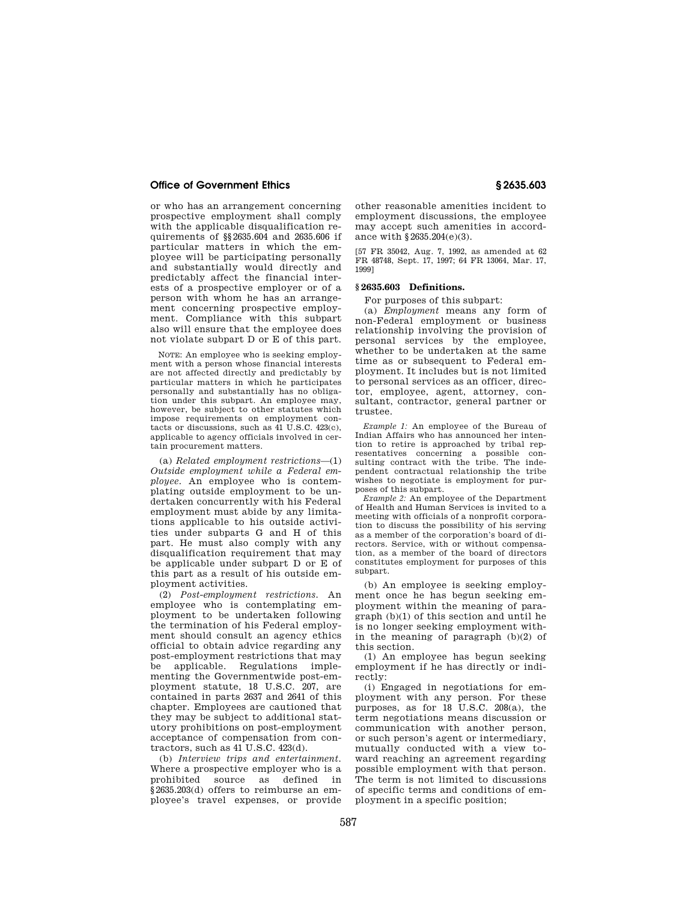or who has an arrangement concerning prospective employment shall comply with the applicable disqualification requirements of §§ 2635.604 and 2635.606 if particular matters in which the employee will be participating personally and substantially would directly and predictably affect the financial interests of a prospective employer or of a person with whom he has an arrangement concerning prospective employment. Compliance with this subpart also will ensure that the employee does not violate subpart D or E of this part.

NOTE: An employee who is seeking employment with a person whose financial interests are not affected directly and predictably by particular matters in which he participates personally and substantially has no obligation under this subpart. An employee may, however, be subject to other statutes which impose requirements on employment contacts or discussions, such as 41 U.S.C. 423(c), applicable to agency officials involved in certain procurement matters.

(a) *Related employment restrictions*—(1) *Outside employment while a Federal employee.* An employee who is contemplating outside employment to be undertaken concurrently with his Federal employment must abide by any limitations applicable to his outside activities under subparts G and H of this part. He must also comply with any disqualification requirement that may be applicable under subpart D or E of this part as a result of his outside employment activities.

(2) *Post-employment restrictions.* An employee who is contemplating employment to be undertaken following the termination of his Federal employment should consult an agency ethics official to obtain advice regarding any post-employment restrictions that may be applicable. Regulations implementing the Governmentwide post-employment statute, 18 U.S.C. 207, are contained in parts 2637 and 2641 of this chapter. Employees are cautioned that they may be subject to additional statutory prohibitions on post-employment acceptance of compensation from contractors, such as 41 U.S.C. 423(d).

(b) *Interview trips and entertainment.* Where a prospective employer who is a prohibited source as defined in § 2635.203(d) offers to reimburse an employee's travel expenses, or provide other reasonable amenities incident to employment discussions, the employee may accept such amenities in accordance with § 2635.204(e)(3).

[57 FR 35042, Aug. 7, 1992, as amended at 62 FR 48748, Sept. 17, 1997; 64 FR 13064, Mar. 17, 1999]

### § 2635.603 Definitions.

For purposes of this subpart:

(a) *Employment* means any form of non-Federal employment or business relationship involving the provision of personal services by the employee, whether to be undertaken at the same time as or subsequent to Federal employment. It includes but is not limited to personal services as an officer, director, employee, agent, attorney, consultant, contractor, general partner or trustee.

*Example 1:* An employee of the Bureau of Indian Affairs who has announced her intention to retire is approached by tribal representatives concerning a possible consulting contract with the tribe. The independent contractual relationship the tribe wishes to negotiate is employment for purposes of this subpart.

*Example 2:* An employee of the Department of Health and Human Services is invited to a meeting with officials of a nonprofit corporation to discuss the possibility of his serving as a member of the corporation's board of directors. Service, with or without compensation, as a member of the board of directors constitutes employment for purposes of this subpart.

(b) An employee is seeking employment once he has begun seeking employment within the meaning of paragraph (b)(1) of this section and until he is no longer seeking employment within the meaning of paragraph (b)(2) of this section.

(1) An employee has begun seeking employment if he has directly or indirectly:

(i) Engaged in negotiations for employment with any person. For these purposes, as for 18 U.S.C. 208(a), the term negotiations means discussion or communication with another person, or such person's agent or intermediary, mutually conducted with a view toward reaching an agreement regarding possible employment with that person. The term is not limited to discussions of specific terms and conditions of employment in a specific position;